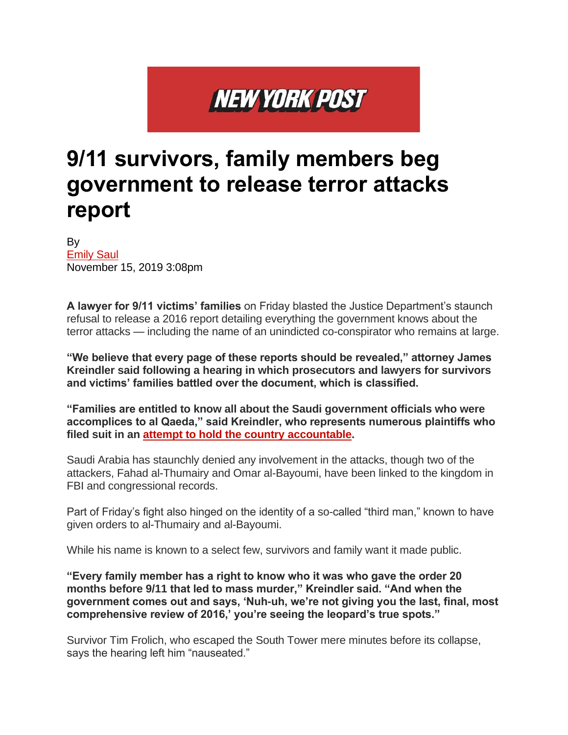NEW YORK POST

# 9/11 survivors, family members beg government to release terror attacks report

By
Emily Saul
November 15, 2019 3:08pm

**A lawyer for 9/11 victims' families** on Friday blasted the Justice Department's staunch refusal to release a 2016 report detailing everything the government knows about the terror attacks — including the name of an unindicted co-conspirator who remains at large.

**"We believe that every page of these reports should be revealed," attorney James Kreindler said following a hearing in which prosecutors and lawyers for survivors and victims' families battled over the document, which is classified.**

**"Families are entitled to know all about the Saudi government officials who were accomplices to al Qaeda," said Kreindler, who represents numerous plaintiffs who filed suit in an attempt to hold the country accountable.**

Saudi Arabia has staunchly denied any involvement in the attacks, though two of the attackers, Fahad al-Thumairy and Omar al-Bayoumi, have been linked to the kingdom in FBI and congressional records.

Part of Friday's fight also hinged on the identity of a so-called "third man," known to have given orders to al-Thumairy and al-Bayoumi.

While his name is known to a select few, survivors and family want it made public.

**"Every family member has a right to know who it was who gave the order 20 months before 9/11 that led to mass murder," Kreindler said. "And when the government comes out and says, 'Nuh-uh, we're not giving you the last, final, most comprehensive review of 2016,' you're seeing the leopard's true spots."**

Survivor Tim Frolich, who escaped the South Tower mere minutes before its collapse, says the hearing left him "nauseated."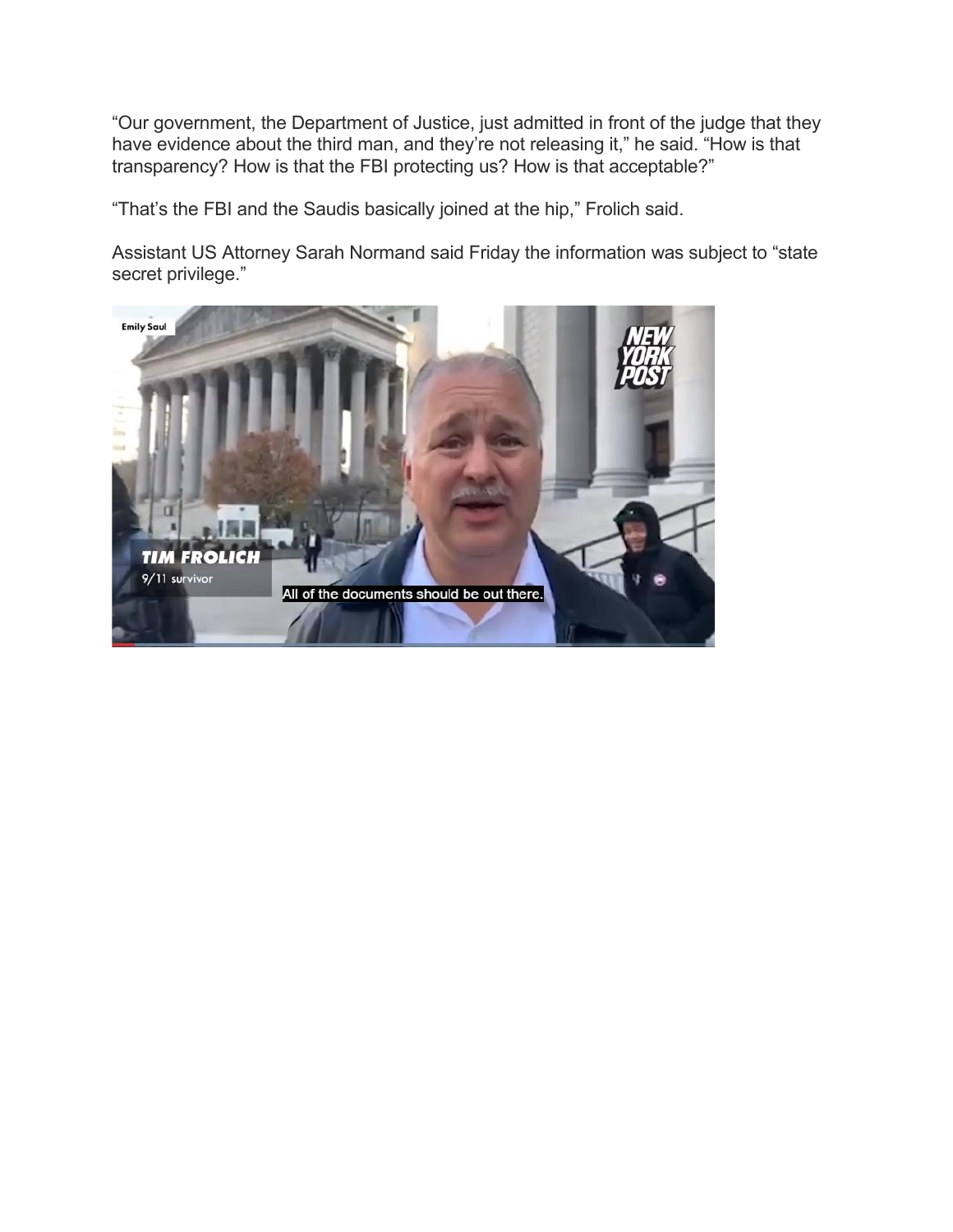“Our government, the Department of Justice, just admitted in front of the judge that they have evidence about the third man, and they’re not releasing it,” he said. “How is that transparency? How is that the FBI protecting us? How is that acceptable?”

“That’s the FBI and the Saudis basically joined at the hip,” Frolich said.

Assistant US Attorney Sarah Normand said Friday the information was subject to “state secret privilege.”